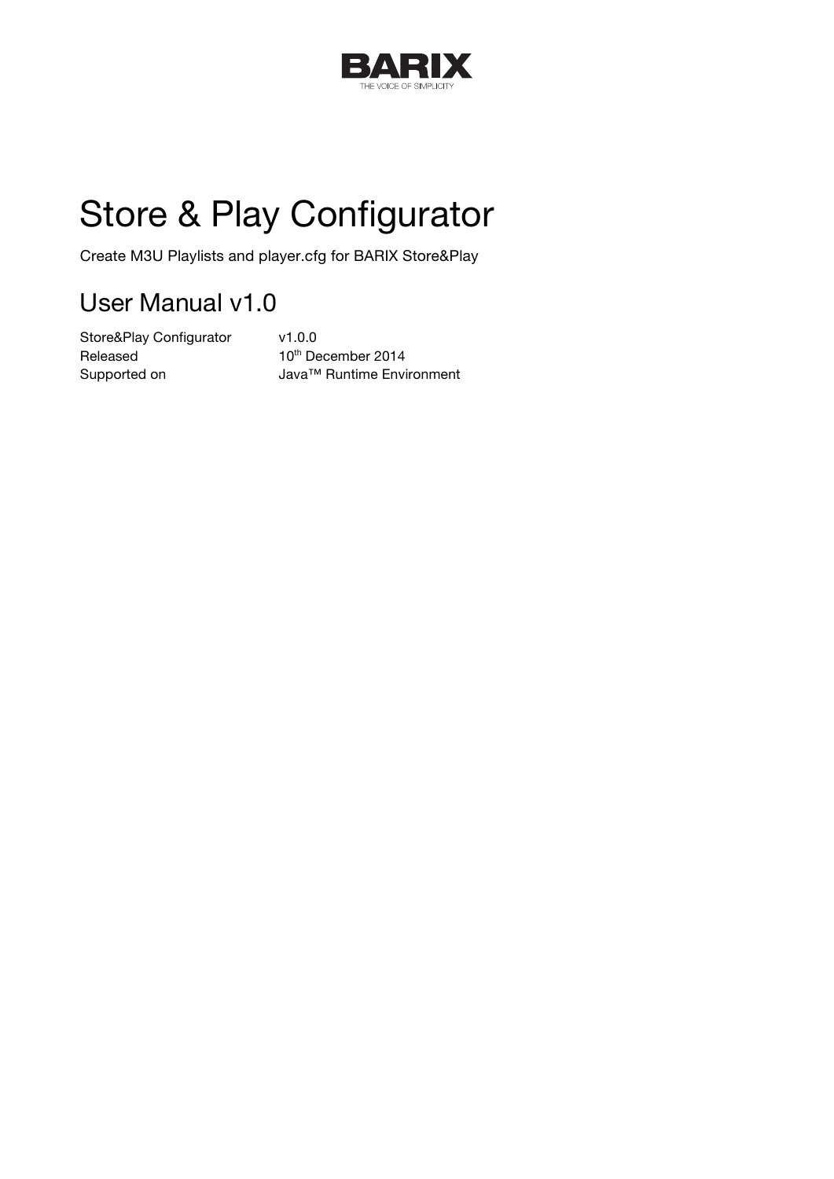BARIX

THE VOICE OF SIMPLICITY

# Store & Play Configurator

Create M3U Playlists and player.cfg for BARIX Store&Play

## User Manual v1.0

| | |
|---|---|
| Store&Play Configurator | v1.0.0 |
| Released | 10th December 2014 |
| Supported on | Java™ Runtime Environment |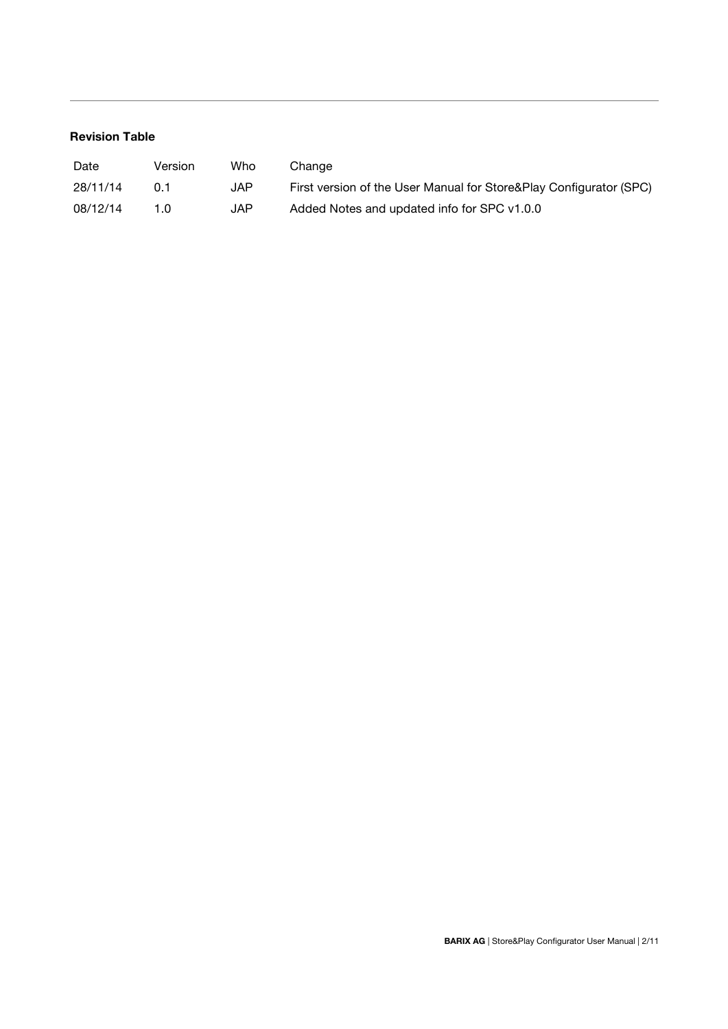**Revision Table**

| Date | Version | Who | Change |
|---|---|---|---|
| 28/11/14 | 0.1 | JAP | First version of the User Manual for Store&Play Configurator (SPC) |
| 08/12/14 | 1.0 | JAP | Added Notes and updated info for SPC v1.0.0 |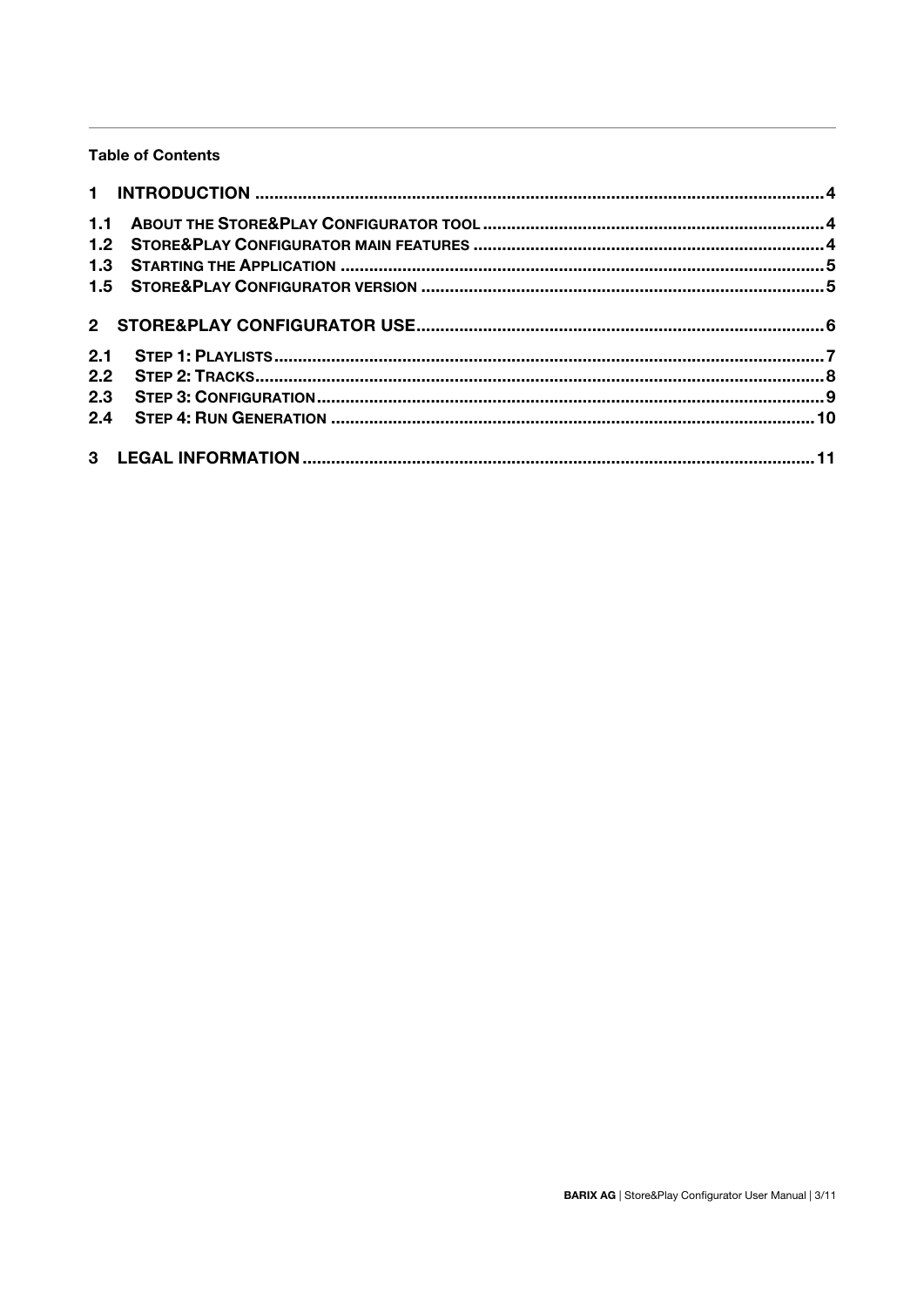**Table of Contents**

1 INTRODUCTION ..................................................................................................................... 4

1.1 ABOUT THE STORE&PLAY CONFIGURATOR TOOL ........................................................................ 4

1.2 STORE&PLAY CONFIGURATOR MAIN FEATURES .......................................................................... 4

1.3 STARTING THE APPLICATION ..................................................................................................... 5

1.5 STORE&PLAY CONFIGURATOR VERSION ..................................................................................... 5

2 STORE&PLAY CONFIGURATOR USE..................................................................................... 6

2.1 STEP 1: PLAYLISTS.................................................................................................................... 7

2.2 STEP 2: TRACKS........................................................................................................................ 8

2.3 STEP 3: CONFIGURATION........................................................................................................... 9

2.4 STEP 4: RUN GENERATION ....................................................................................................... 10

3 LEGAL INFORMATION ........................................................................................................... 11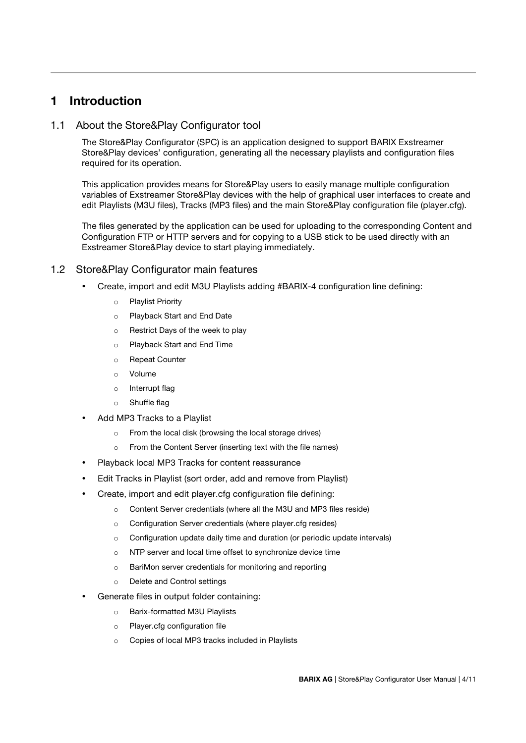# 1 Introduction

## 1.1 About the Store&Play Configurator tool

The Store&Play Configurator (SPC) is an application designed to support BARIX Exstreamer Store&Play devices' configuration, generating all the necessary playlists and configuration files required for its operation.

This application provides means for Store&Play users to easily manage multiple configuration variables of Exstreamer Store&Play devices with the help of graphical user interfaces to create and edit Playlists (M3U files), Tracks (MP3 files) and the main Store&Play configuration file (player.cfg).

The files generated by the application can be used for uploading to the corresponding Content and Configuration FTP or HTTP servers and for copying to a USB stick to be used directly with an Exstreamer Store&Play device to start playing immediately.

## 1.2 Store&Play Configurator main features

- Create, import and edit M3U Playlists adding #BARIX-4 configuration line defining:
  - Playlist Priority
  - Playback Start and End Date
  - Restrict Days of the week to play
  - Playback Start and End Time
  - Repeat Counter
  - Volume
  - Interrupt flag
  - Shuffle flag
- Add MP3 Tracks to a Playlist
  - From the local disk (browsing the local storage drives)
  - From the Content Server (inserting text with the file names)
- Playback local MP3 Tracks for content reassurance
- Edit Tracks in Playlist (sort order, add and remove from Playlist)
- Create, import and edit player.cfg configuration file defining:
  - Content Server credentials (where all the M3U and MP3 files reside)
  - Configuration Server credentials (where player.cfg resides)
  - Configuration update daily time and duration (or periodic update intervals)
  - NTP server and local time offset to synchronize device time
  - BariMon server credentials for monitoring and reporting
  - Delete and Control settings
- Generate files in output folder containing:
  - Barix-formatted M3U Playlists
  - Player.cfg configuration file
  - Copies of local MP3 tracks included in Playlists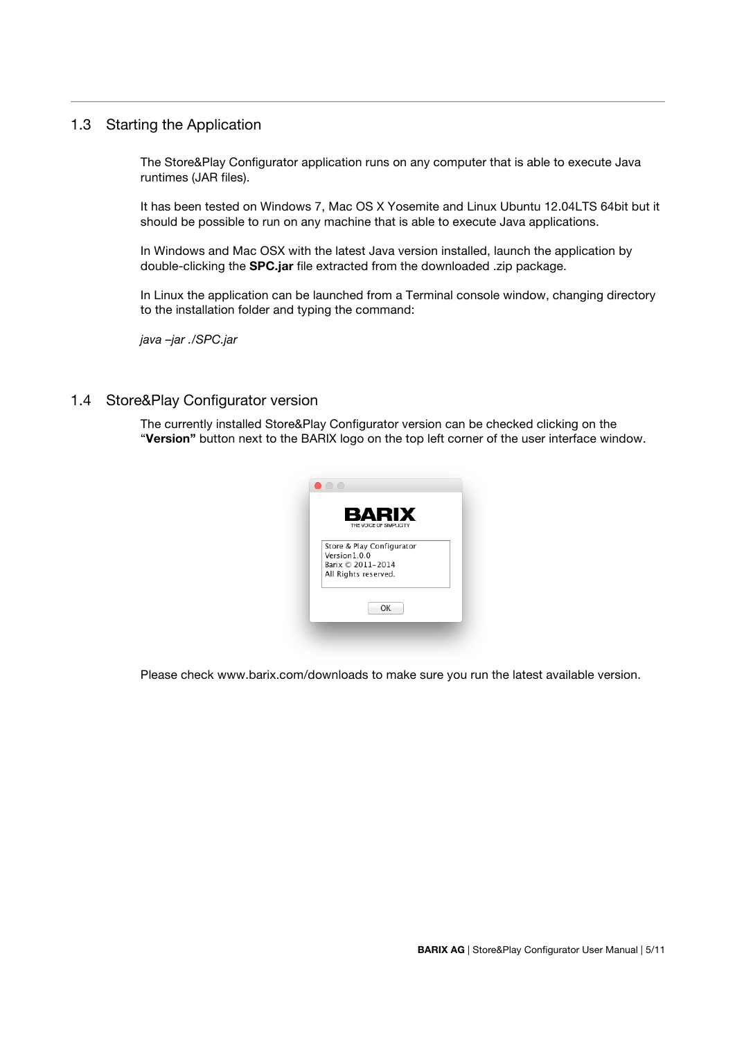## 1.3 Starting the Application

The Store&Play Configurator application runs on any computer that is able to execute Java runtimes (JAR files).

It has been tested on Windows 7, Mac OS X Yosemite and Linux Ubuntu 12.04LTS 64bit but it should be possible to run on any machine that is able to execute Java applications.

In Windows and Mac OSX with the latest Java version installed, launch the application by double-clicking the **SPC.jar** file extracted from the downloaded .zip package.

In Linux the application can be launched from a Terminal console window, changing directory to the installation folder and typing the command:

*java –jar ./SPC.jar*

## 1.4 Store&Play Configurator version

The currently installed Store&Play Configurator version can be checked clicking on the "**Version"** button next to the BARIX logo on the top left corner of the user interface window.

Please check www.barix.com/downloads to make sure you run the latest available version.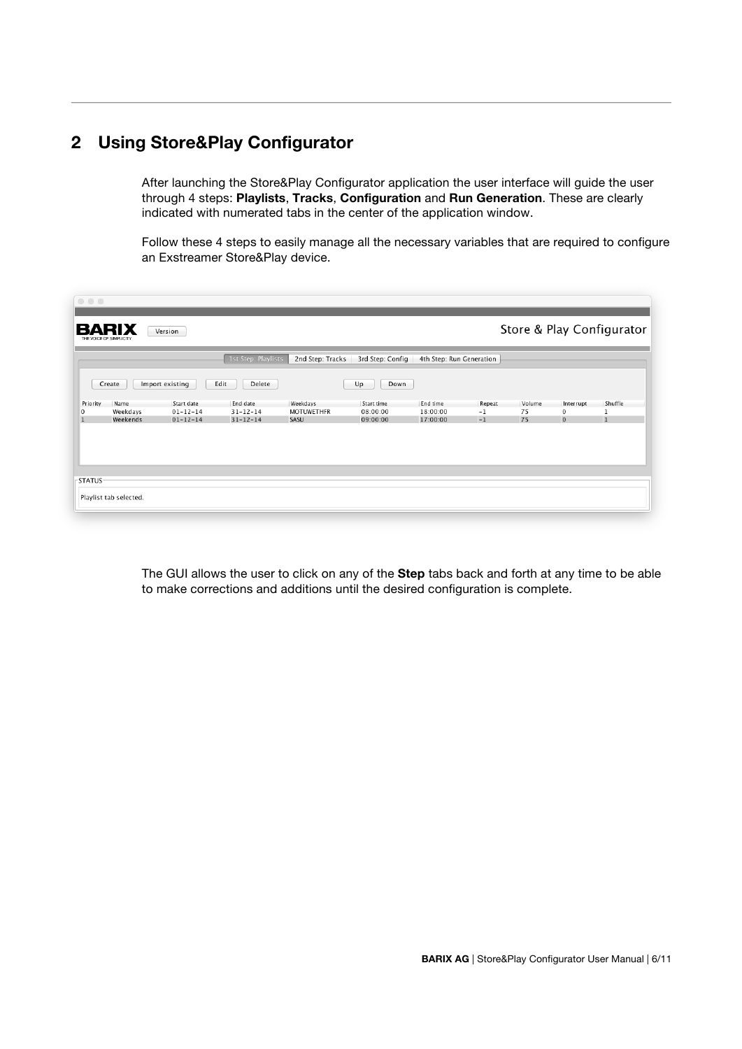# 2 Using Store&Play Configurator

After launching the Store&Play Configurator application the user interface will guide the user through 4 steps: **Playlists**, **Tracks**, **Configuration** and **Run Generation**. These are clearly indicated with numerated tabs in the center of the application window.

Follow these 4 steps to easily manage all the necessary variables that are required to configure an Exstreamer Store&Play device.

The GUI allows the user to click on any of the **Step** tabs back and forth at any time to be able to make corrections and additions until the desired configuration is complete.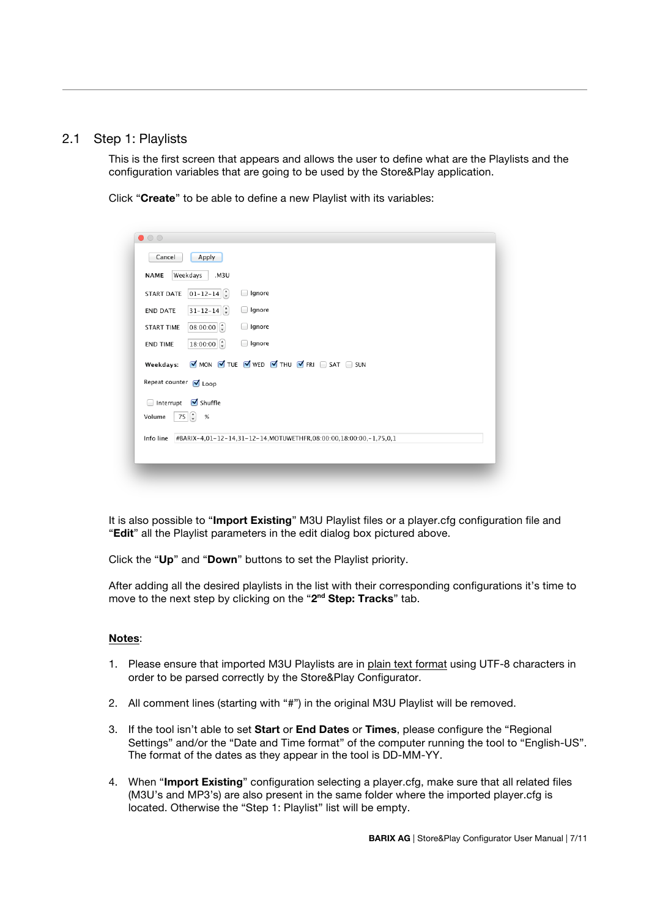## 2.1 Step 1: Playlists

This is the first screen that appears and allows the user to define what are the Playlists and the configuration variables that are going to be used by the Store&Play application.

Click “**Create**” to be able to define a new Playlist with its variables:

It is also possible to “**Import Existing**” M3U Playlist files or a player.cfg configuration file and “**Edit**” all the Playlist parameters in the edit dialog box pictured above.

Click the “**Up**” and “**Down**” buttons to set the Playlist priority.

After adding all the desired playlists in the list with their corresponding configurations it’s time to move to the next step by clicking on the “**2nd Step: Tracks**” tab.

**Notes**:

1. Please ensure that imported M3U Playlists are in plain text format using UTF-8 characters in order to be parsed correctly by the Store&Play Configurator.

2. All comment lines (starting with “#”) in the original M3U Playlist will be removed.

3. If the tool isn’t able to set **Start** or **End Dates** or **Times**, please configure the “Regional Settings” and/or the “Date and Time format” of the computer running the tool to “English-US”. The format of the dates as they appear in the tool is DD-MM-YY.

4. When “**Import Existing**” configuration selecting a player.cfg, make sure that all related files (M3U’s and MP3’s) are also present in the same folder where the imported player.cfg is located. Otherwise the “Step 1: Playlist” list will be empty.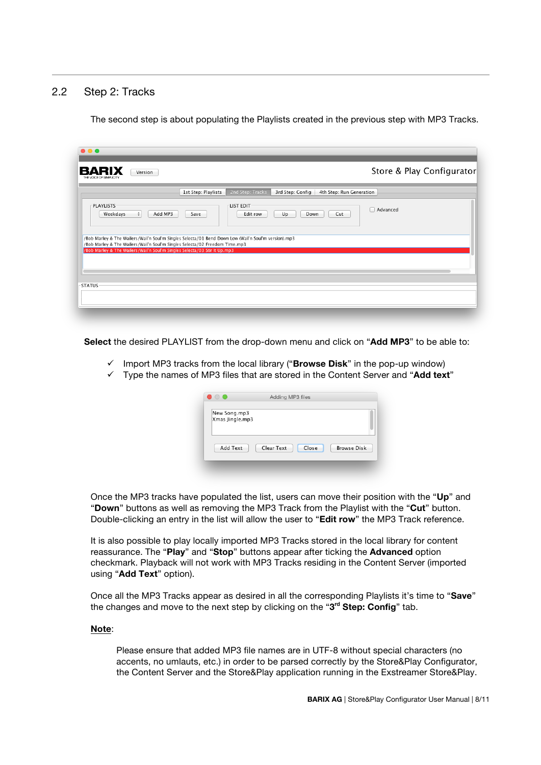## 2.2 Step 2: Tracks

The second step is about populating the Playlists created in the previous step with MP3 Tracks.

**Select** the desired PLAYLIST from the drop-down menu and click on "**Add MP3**" to be able to:

- ✓ Import MP3 tracks from the local library ("**Browse Disk**" in the pop-up window)
- ✓ Type the names of MP3 files that are stored in the Content Server and "**Add text**"

Once the MP3 tracks have populated the list, users can move their position with the "**Up**" and "**Down**" buttons as well as removing the MP3 Track from the Playlist with the "**Cut**" button. Double-clicking an entry in the list will allow the user to "**Edit row**" the MP3 Track reference.

It is also possible to play locally imported MP3 Tracks stored in the local library for content reassurance. The "**Play**" and "**Stop**" buttons appear after ticking the **Advanced** option checkmark. Playback will not work with MP3 Tracks residing in the Content Server (imported using "**Add Text**" option).

Once all the MP3 Tracks appear as desired in all the corresponding Playlists it's time to "**Save**" the changes and move to the next step by clicking on the "**3rd Step: Config**" tab.

**Note**:

Please ensure that added MP3 file names are in UTF-8 without special characters (no accents, no umlauts, etc.) in order to be parsed correctly by the Store&Play Configurator, the Content Server and the Store&Play application running in the Exstreamer Store&Play.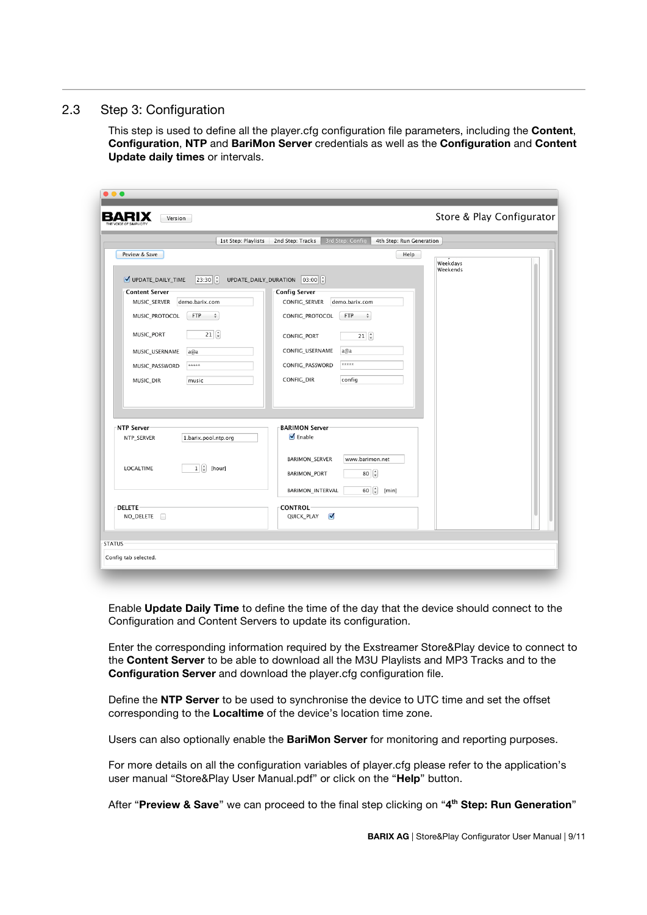## 2.3 Step 3: Configuration

This step is used to define all the player.cfg configuration file parameters, including the **Content**, **Configuration**, **NTP** and **BariMon Server** credentials as well as the **Configuration** and **Content Update daily times** or intervals.

Enable **Update Daily Time** to define the time of the day that the device should connect to the Configuration and Content Servers to update its configuration.

Enter the corresponding information required by the Exstreamer Store&Play device to connect to the **Content Server** to be able to download all the M3U Playlists and MP3 Tracks and to the **Configuration Server** and download the player.cfg configuration file.

Define the **NTP Server** to be used to synchronise the device to UTC time and set the offset corresponding to the **Localtime** of the device's location time zone.

Users can also optionally enable the **BariMon Server** for monitoring and reporting purposes.

For more details on all the configuration variables of player.cfg please refer to the application's user manual "Store&Play User Manual.pdf" or click on the "**Help**" button.

After "**Preview & Save**" we can proceed to the final step clicking on "**4th Step: Run Generation**"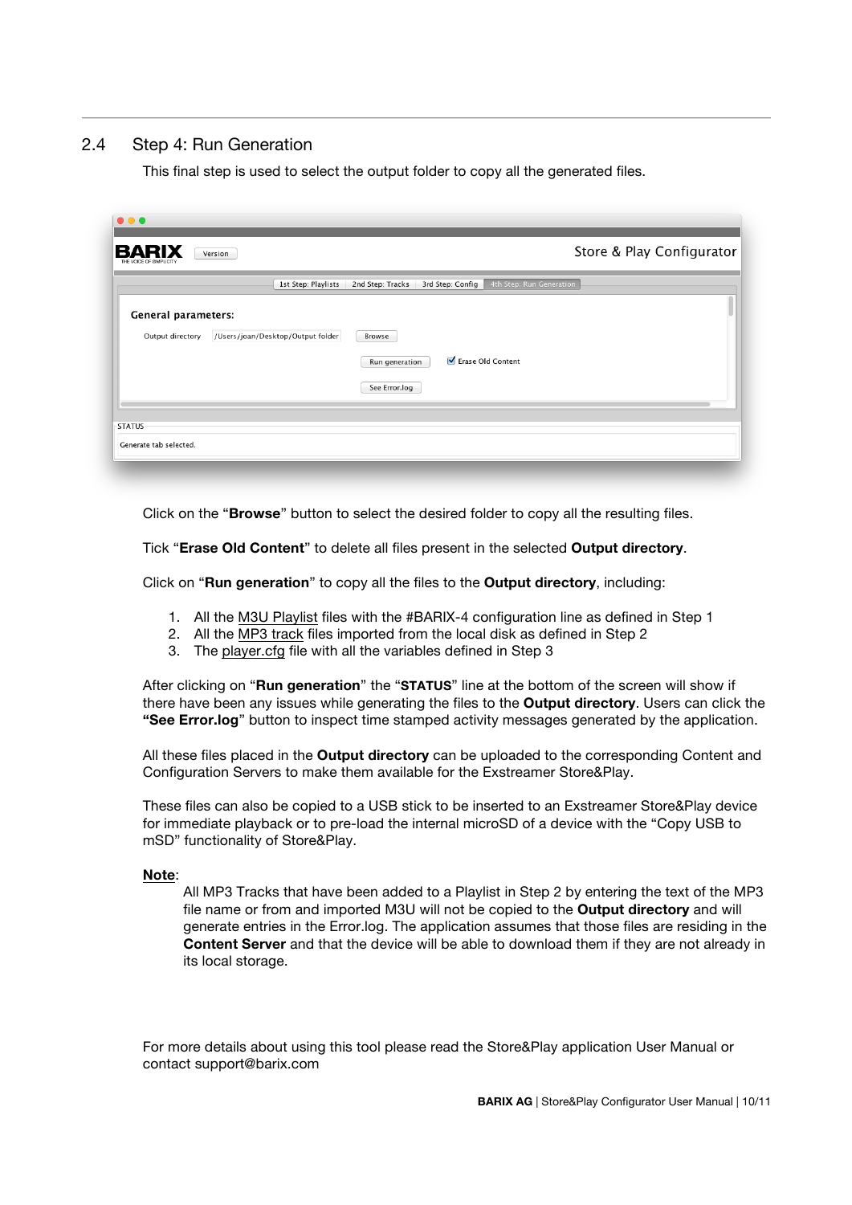## 2.4 Step 4: Run Generation

This final step is used to select the output folder to copy all the generated files.

Click on the "**Browse**" button to select the desired folder to copy all the resulting files.

Tick "**Erase Old Content**" to delete all files present in the selected **Output directory**.

Click on "**Run generation**" to copy all the files to the **Output directory**, including:

1. All the M3U Playlist files with the #BARIX-4 configuration line as defined in Step 1
2. All the MP3 track files imported from the local disk as defined in Step 2
3. The player.cfg file with all the variables defined in Step 3

After clicking on "**Run generation**" the "**STATUS**" line at the bottom of the screen will show if there have been any issues while generating the files to the **Output directory**. Users can click the **"See Error.log**" button to inspect time stamped activity messages generated by the application.

All these files placed in the **Output directory** can be uploaded to the corresponding Content and Configuration Servers to make them available for the Exstreamer Store&Play.

These files can also be copied to a USB stick to be inserted to an Exstreamer Store&Play device for immediate playback or to pre-load the internal microSD of a device with the "Copy USB to mSD" functionality of Store&Play.

**Note**:

All MP3 Tracks that have been added to a Playlist in Step 2 by entering the text of the MP3 file name or from and imported M3U will not be copied to the **Output directory** and will generate entries in the Error.log. The application assumes that those files are residing in the **Content Server** and that the device will be able to download them if they are not already in its local storage.

For more details about using this tool please read the Store&Play application User Manual or contact support@barix.com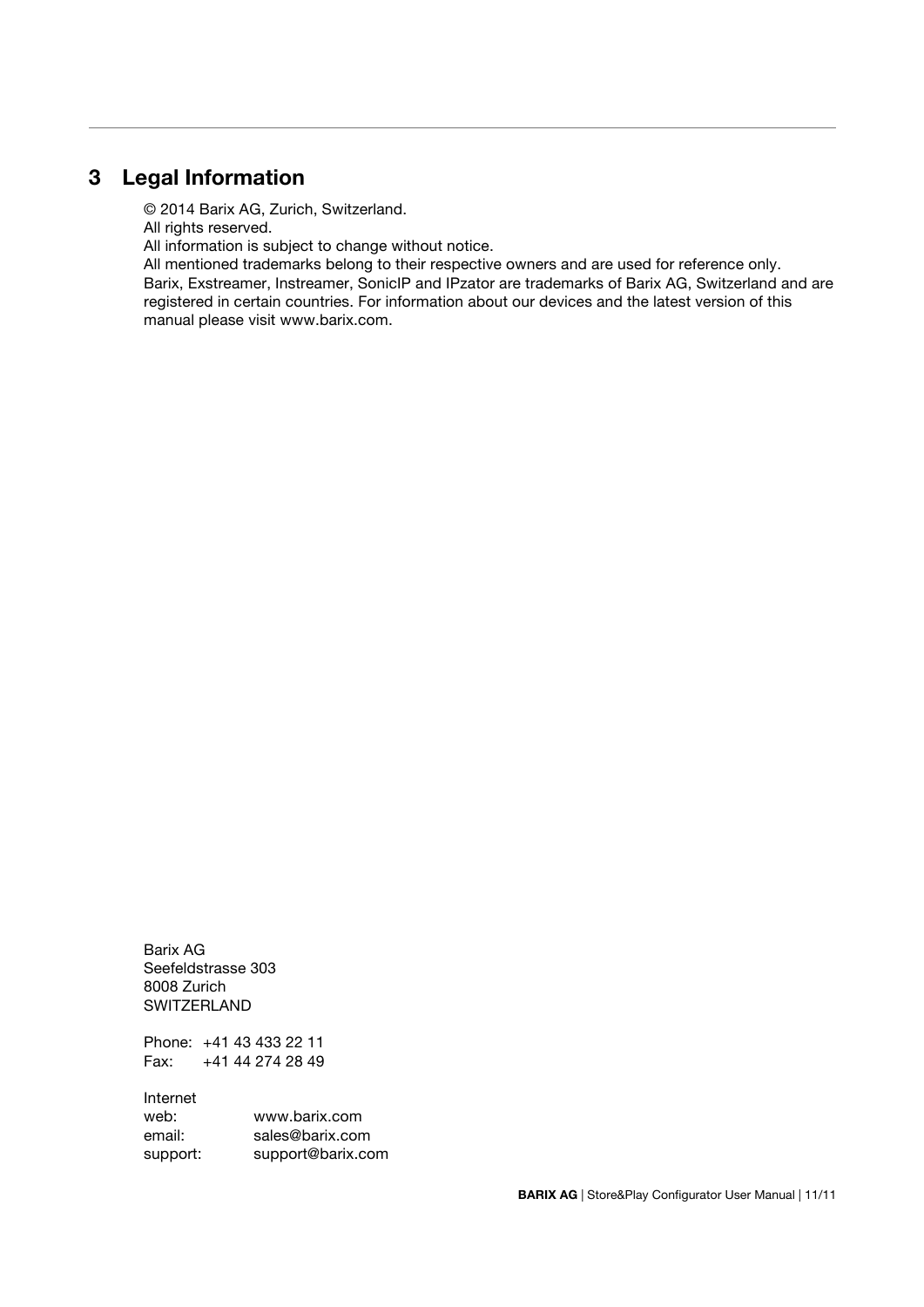# 3 Legal Information

© 2014 Barix AG, Zurich, Switzerland.
All rights reserved.
All information is subject to change without notice.
All mentioned trademarks belong to their respective owners and are used for reference only.
Barix, Exstreamer, Instreamer, SonicIP and IPzator are trademarks of Barix AG, Switzerland and are registered in certain countries. For information about our devices and the latest version of this manual please visit www.barix.com.

Barix AG
Seefeldstrasse 303
8008 Zurich
SWITZERLAND

Phone: +41 43 433 22 11
Fax: +41 44 274 28 49

Internet
web: www.barix.com
email: sales@barix.com
support: support@barix.com